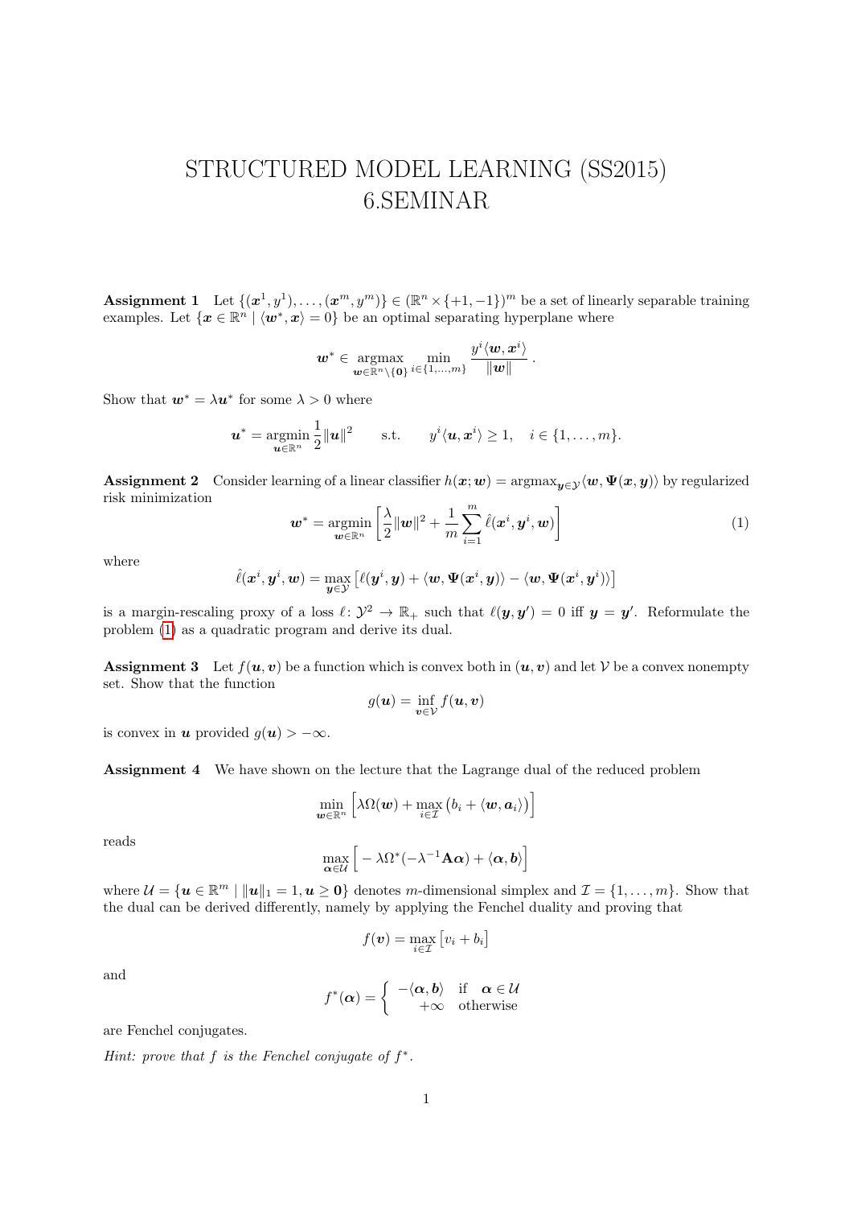# STRUCTURED MODEL LEARNING (SS2015)
# 6.SEMINAR

**Assignment 1** Let $\{(\boldsymbol{x}^1, y^1), \ldots, (\boldsymbol{x}^m, y^m)\} \in (\mathbb{R}^n \times \{+1, -1\})^m$ be a set of linearly separable training examples. Let $\{\boldsymbol{x} \in \mathbb{R}^n \mid \langle \boldsymbol{w}^*, \boldsymbol{x} \rangle = 0\}$ be an optimal separating hyperplane where

$$\boldsymbol{w}^* \in \operatorname*{argmax}_{\boldsymbol{w} \in \mathbb{R}^n \setminus \{\boldsymbol{0}\}} \min_{i \in \{1,\ldots,m\}} \frac{y^i \langle \boldsymbol{w}, \boldsymbol{x}^i \rangle}{\|\boldsymbol{w}\|} .$$

Show that $\boldsymbol{w}^* = \lambda \boldsymbol{u}^*$ for some $\lambda > 0$ where

$$\boldsymbol{u}^* = \operatorname*{argmin}_{\boldsymbol{u} \in \mathbb{R}^n} \frac{1}{2} \|\boldsymbol{u}\|^2 \qquad \text{s.t.} \qquad y^i \langle \boldsymbol{u}, \boldsymbol{x}^i \rangle \geq 1, \quad i \in \{1, \ldots, m\}.$$

**Assignment 2** Consider learning of a linear classifier $h(\boldsymbol{x}; \boldsymbol{w}) = \operatorname{argmax}_{\boldsymbol{y} \in \mathcal{Y}} \langle \boldsymbol{w}, \boldsymbol{\Psi}(\boldsymbol{x}, \boldsymbol{y}) \rangle$ by regularized risk minimization

$$\boldsymbol{w}^* = \operatorname*{argmin}_{\boldsymbol{w} \in \mathbb{R}^n} \left[ \frac{\lambda}{2} \|\boldsymbol{w}\|^2 + \frac{1}{m} \sum_{i=1}^{m} \hat{\ell}(\boldsymbol{x}^i, \boldsymbol{y}^i, \boldsymbol{w}) \right] \tag{1}$$

where

$$\hat{\ell}(\boldsymbol{x}^i, \boldsymbol{y}^i, \boldsymbol{w}) = \max_{\boldsymbol{y} \in \mathcal{Y}} \left[ \ell(\boldsymbol{y}^i, \boldsymbol{y}) + \langle \boldsymbol{w}, \boldsymbol{\Psi}(\boldsymbol{x}^i, \boldsymbol{y}) \rangle - \langle \boldsymbol{w}, \boldsymbol{\Psi}(\boldsymbol{x}^i, \boldsymbol{y}^i) \rangle \right]$$

is a margin-rescaling proxy of a loss $\ell \colon \mathcal{Y}^2 \to \mathbb{R}_+$ such that $\ell(\boldsymbol{y}, \boldsymbol{y}') = 0$ iff $\boldsymbol{y} = \boldsymbol{y}'$. Reformulate the problem (1) as a quadratic program and derive its dual.

**Assignment 3** Let $f(\boldsymbol{u}, \boldsymbol{v})$ be a function which is convex both in $(\boldsymbol{u}, \boldsymbol{v})$ and let $\mathcal{V}$ be a convex nonempty set. Show that the function

$$g(\boldsymbol{u}) = \inf_{\boldsymbol{v} \in \mathcal{V}} f(\boldsymbol{u}, \boldsymbol{v})$$

is convex in $\boldsymbol{u}$ provided $g(\boldsymbol{u}) > -\infty$.

**Assignment 4** We have shown on the lecture that the Lagrange dual of the reduced problem

$$\min_{\boldsymbol{w} \in \mathbb{R}^n} \left[ \lambda \Omega(\boldsymbol{w}) + \max_{i \in \mathcal{I}} \big( b_i + \langle \boldsymbol{w}, \boldsymbol{a}_i \rangle \big) \right]$$

reads

$$\max_{\boldsymbol{\alpha} \in \mathcal{U}} \left[ -\lambda \Omega^*(-\lambda^{-1} \mathbf{A} \boldsymbol{\alpha}) + \langle \boldsymbol{\alpha}, \boldsymbol{b} \rangle \right]$$

where $\mathcal{U} = \{\boldsymbol{u} \in \mathbb{R}^m \mid \|\boldsymbol{u}\|_1 = 1, \boldsymbol{u} \geq \boldsymbol{0}\}$ denotes $m$-dimensional simplex and $\mathcal{I} = \{1, \ldots, m\}$. Show that the dual can be derived differently, namely by applying the Fenchel duality and proving that

$$f(\boldsymbol{v}) = \max_{i \in \mathcal{I}} \left[ v_i + b_i \right]$$

and

$$f^*(\boldsymbol{\alpha}) = \begin{cases} -\langle \boldsymbol{\alpha}, \boldsymbol{b} \rangle & \text{if} \quad \boldsymbol{\alpha} \in \mathcal{U} \\ +\infty & \text{otherwise} \end{cases}$$

are Fenchel conjugates.

*Hint: prove that $f$ is the Fenchel conjugate of $f^*$.*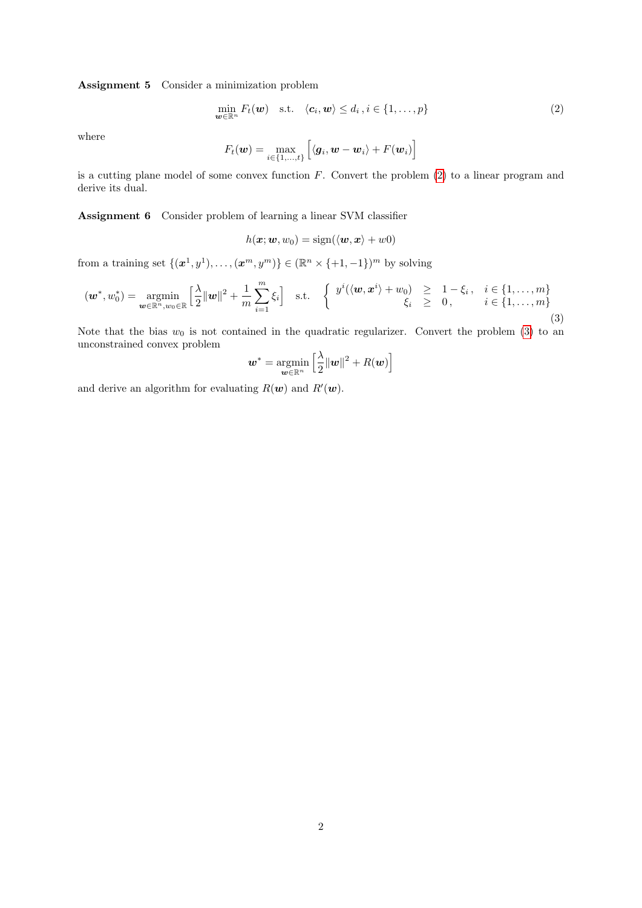**Assignment 5** Consider a minimization problem

$$\min_{\boldsymbol{w}\in\mathbb{R}^n} F_t(\boldsymbol{w}) \quad \text{s.t.} \quad \langle \boldsymbol{c}_i, \boldsymbol{w}\rangle \leq d_i\,, i \in \{1,\ldots,p\} \tag{2}$$

where

$$F_t(\boldsymbol{w}) = \max_{i\in\{1,\ldots,t\}} \Big[ \langle \boldsymbol{g}_i, \boldsymbol{w} - \boldsymbol{w}_i\rangle + F(\boldsymbol{w}_i) \Big]$$

is a cutting plane model of some convex function $F$. Convert the problem (2) to a linear program and derive its dual.

**Assignment 6** Consider problem of learning a linear SVM classifier

$$h(\boldsymbol{x}; \boldsymbol{w}, w_0) = \text{sign}(\langle \boldsymbol{w}, \boldsymbol{x}\rangle + w0)$$

from a training set $\{(\boldsymbol{x}^1, y^1), \ldots, (\boldsymbol{x}^m, y^m)\} \in (\mathbb{R}^n \times \{+1,-1\})^m$ by solving

$$(\boldsymbol{w}^*, w_0^*) = \operatorname*{argmin}_{\boldsymbol{w}\in\mathbb{R}^n, w_0\in\mathbb{R}} \Big[ \frac{\lambda}{2}\|\boldsymbol{w}\|^2 + \frac{1}{m}\sum_{i=1}^m \xi_i \Big] \quad \text{s.t.} \quad \left\{ \begin{array}{rcll} y^i(\langle \boldsymbol{w}, \boldsymbol{x}^i\rangle + w_0) & \geq & 1 - \xi_i\,, & i \in \{1,\ldots,m\} \\ \xi_i & \geq & 0\,, & i \in \{1,\ldots,m\} \end{array} \right. \tag{3}$$

Note that the bias $w_0$ is not contained in the quadratic regularizer. Convert the problem (3) to an unconstrained convex problem

$$\boldsymbol{w}^* = \operatorname*{argmin}_{\boldsymbol{w}\in\mathbb{R}^n} \Big[ \frac{\lambda}{2}\|\boldsymbol{w}\|^2 + R(\boldsymbol{w}) \Big]$$

and derive an algorithm for evaluating $R(\boldsymbol{w})$ and $R'(\boldsymbol{w})$.